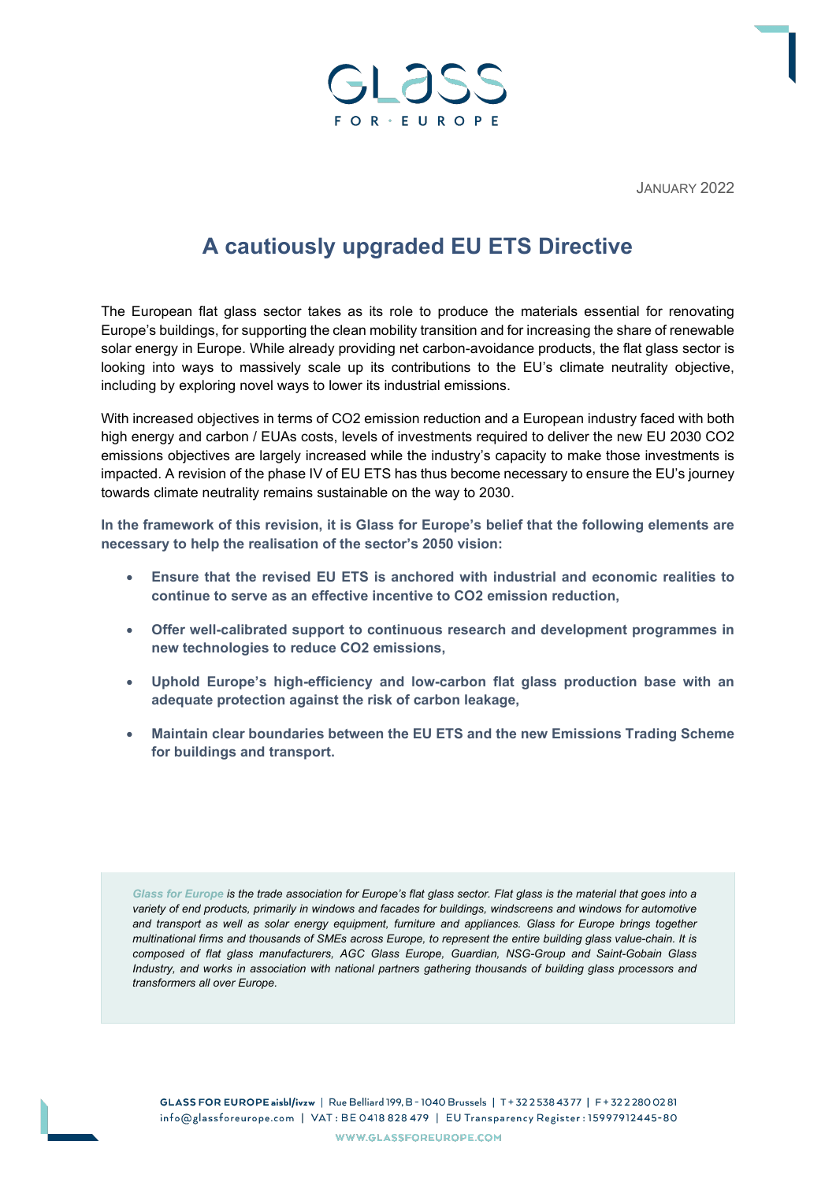JANUARY 2022

# A cautiously upgraded EU ETS Directive

The European flat glass sector takes as its role to produce the materials essential for renovating Europe's buildings, for supporting the clean mobility transition and for increasing the share of renewable solar energy in Europe. While already providing net carbon-avoidance products, the flat glass sector is looking into ways to massively scale up its contributions to the EU's climate neutrality objective, including by exploring novel ways to lower its industrial emissions.

With increased objectives in terms of CO2 emission reduction and a European industry faced with both high energy and carbon / EUAs costs, levels of investments required to deliver the new EU 2030 CO2 emissions objectives are largely increased while the industry's capacity to make those investments is impacted. A revision of the phase IV of EU ETS has thus become necessary to ensure the EU's journey towards climate neutrality remains sustainable on the way to 2030.

**In the framework of this revision, it is Glass for Europe's belief that the following elements are necessary to help the realisation of the sector's 2050 vision:**

- **Ensure that the revised EU ETS is anchored with industrial and economic realities to continue to serve as an effective incentive to CO2 emission reduction,**
- **Offer well-calibrated support to continuous research and development programmes in new technologies to reduce CO2 emissions,**
- **Uphold Europe's high-efficiency and low-carbon flat glass production base with an adequate protection against the risk of carbon leakage,**
- **Maintain clear boundaries between the EU ETS and the new Emissions Trading Scheme for buildings and transport.**

*Glass for Europe is the trade association for Europe's flat glass sector. Flat glass is the material that goes into a variety of end products, primarily in windows and facades for buildings, windscreens and windows for automotive and transport as well as solar energy equipment, furniture and appliances. Glass for Europe brings together multinational firms and thousands of SMEs across Europe, to represent the entire building glass value-chain. It is composed of flat glass manufacturers, AGC Glass Europe, Guardian, NSG-Group and Saint-Gobain Glass Industry, and works in association with national partners gathering thousands of building glass processors and transformers all over Europe.*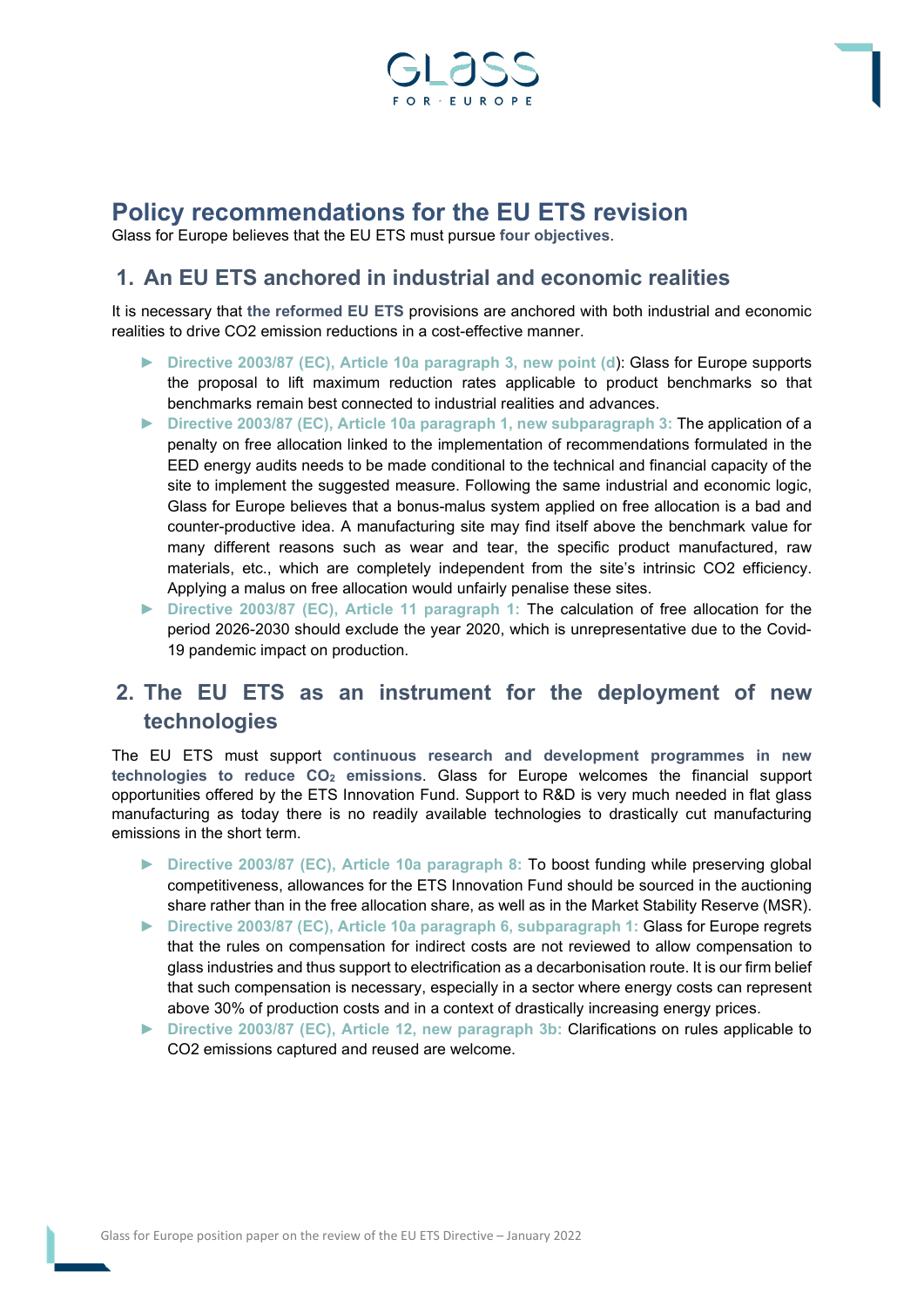# Policy recommendations for the EU ETS revision

Glass for Europe believes that the EU ETS must pursue **four objectives**.

## 1. An EU ETS anchored in industrial and economic realities

It is necessary that **the reformed EU ETS** provisions are anchored with both industrial and economic realities to drive CO2 emission reductions in a cost-effective manner.

- **Directive 2003/87 (EC), Article 10a paragraph 3, new point (d)**: Glass for Europe supports the proposal to lift maximum reduction rates applicable to product benchmarks so that benchmarks remain best connected to industrial realities and advances.
- **Directive 2003/87 (EC), Article 10a paragraph 1, new subparagraph 3:** The application of a penalty on free allocation linked to the implementation of recommendations formulated in the EED energy audits needs to be made conditional to the technical and financial capacity of the site to implement the suggested measure. Following the same industrial and economic logic, Glass for Europe believes that a bonus-malus system applied on free allocation is a bad and counter-productive idea. A manufacturing site may find itself above the benchmark value for many different reasons such as wear and tear, the specific product manufactured, raw materials, etc., which are completely independent from the site's intrinsic CO2 efficiency. Applying a malus on free allocation would unfairly penalise these sites.
- **Directive 2003/87 (EC), Article 11 paragraph 1:** The calculation of free allocation for the period 2026-2030 should exclude the year 2020, which is unrepresentative due to the Covid-19 pandemic impact on production.

## 2. The EU ETS as an instrument for the deployment of new technologies

The EU ETS must support **continuous research and development programmes in new technologies to reduce $CO_2$ emissions**. Glass for Europe welcomes the financial support opportunities offered by the ETS Innovation Fund. Support to R&D is very much needed in flat glass manufacturing as today there is no readily available technologies to drastically cut manufacturing emissions in the short term.

- **Directive 2003/87 (EC), Article 10a paragraph 8:** To boost funding while preserving global competitiveness, allowances for the ETS Innovation Fund should be sourced in the auctioning share rather than in the free allocation share, as well as in the Market Stability Reserve (MSR).
- **Directive 2003/87 (EC), Article 10a paragraph 6, subparagraph 1:** Glass for Europe regrets that the rules on compensation for indirect costs are not reviewed to allow compensation to glass industries and thus support to electrification as a decarbonisation route. It is our firm belief that such compensation is necessary, especially in a sector where energy costs can represent above 30% of production costs and in a context of drastically increasing energy prices.
- **Directive 2003/87 (EC), Article 12, new paragraph 3b:** Clarifications on rules applicable to CO2 emissions captured and reused are welcome.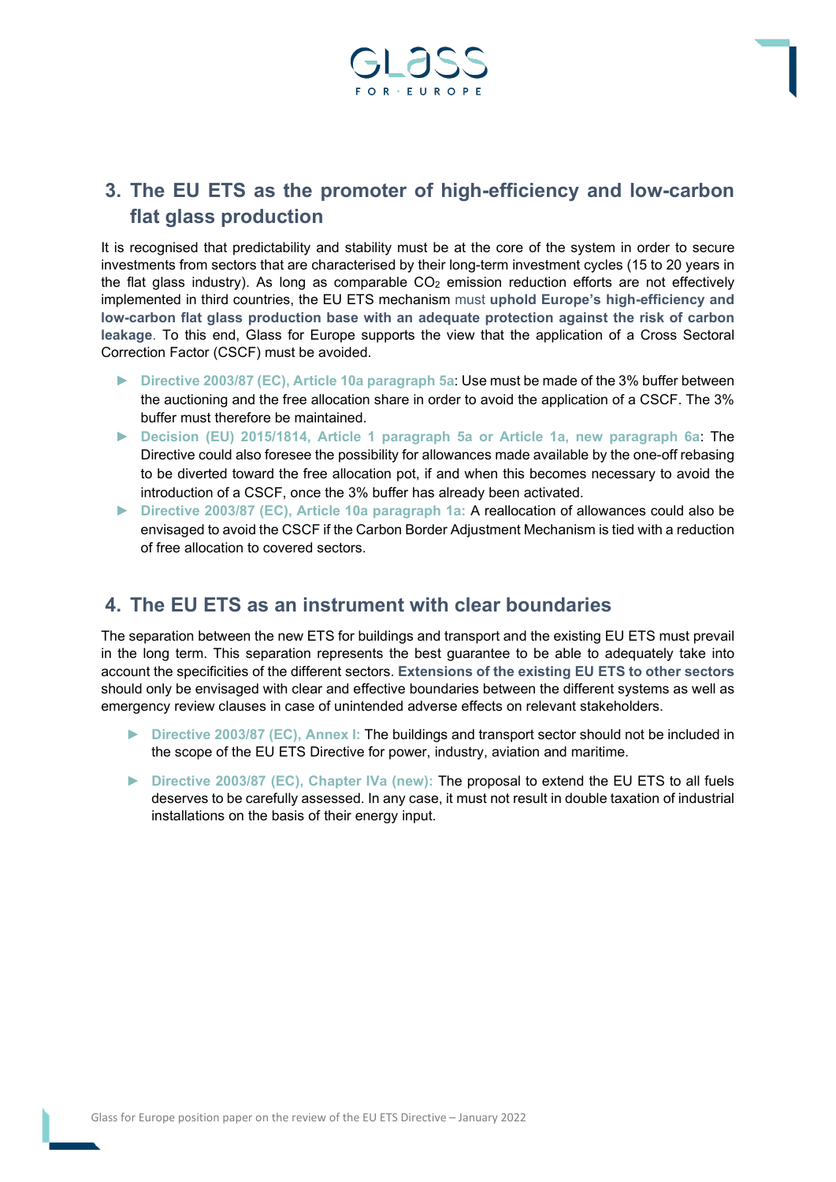## 3. The EU ETS as the promoter of high-efficiency and low-carbon flat glass production

It is recognised that predictability and stability must be at the core of the system in order to secure investments from sectors that are characterised by their long-term investment cycles (15 to 20 years in the flat glass industry). As long as comparable $CO_2$ emission reduction efforts are not effectively implemented in third countries, the EU ETS mechanism must **uphold Europe's high-efficiency and low-carbon flat glass production base with an adequate protection against the risk of carbon leakage**. To this end, Glass for Europe supports the view that the application of a Cross Sectoral Correction Factor (CSCF) must be avoided.

- **Directive 2003/87 (EC), Article 10a paragraph 5a**: Use must be made of the 3% buffer between the auctioning and the free allocation share in order to avoid the application of a CSCF. The 3% buffer must therefore be maintained.
- **Decision (EU) 2015/1814, Article 1 paragraph 5a or Article 1a, new paragraph 6a**: The Directive could also foresee the possibility for allowances made available by the one-off rebasing to be diverted toward the free allocation pot, if and when this becomes necessary to avoid the introduction of a CSCF, once the 3% buffer has already been activated.
- **Directive 2003/87 (EC), Article 10a paragraph 1a:** A reallocation of allowances could also be envisaged to avoid the CSCF if the Carbon Border Adjustment Mechanism is tied with a reduction of free allocation to covered sectors.

## 4. The EU ETS as an instrument with clear boundaries

The separation between the new ETS for buildings and transport and the existing EU ETS must prevail in the long term. This separation represents the best guarantee to be able to adequately take into account the specificities of the different sectors. **Extensions of the existing EU ETS to other sectors** should only be envisaged with clear and effective boundaries between the different systems as well as emergency review clauses in case of unintended adverse effects on relevant stakeholders.

- **Directive 2003/87 (EC), Annex I:** The buildings and transport sector should not be included in the scope of the EU ETS Directive for power, industry, aviation and maritime.
- **Directive 2003/87 (EC), Chapter IVa (new):** The proposal to extend the EU ETS to all fuels deserves to be carefully assessed. In any case, it must not result in double taxation of industrial installations on the basis of their energy input.